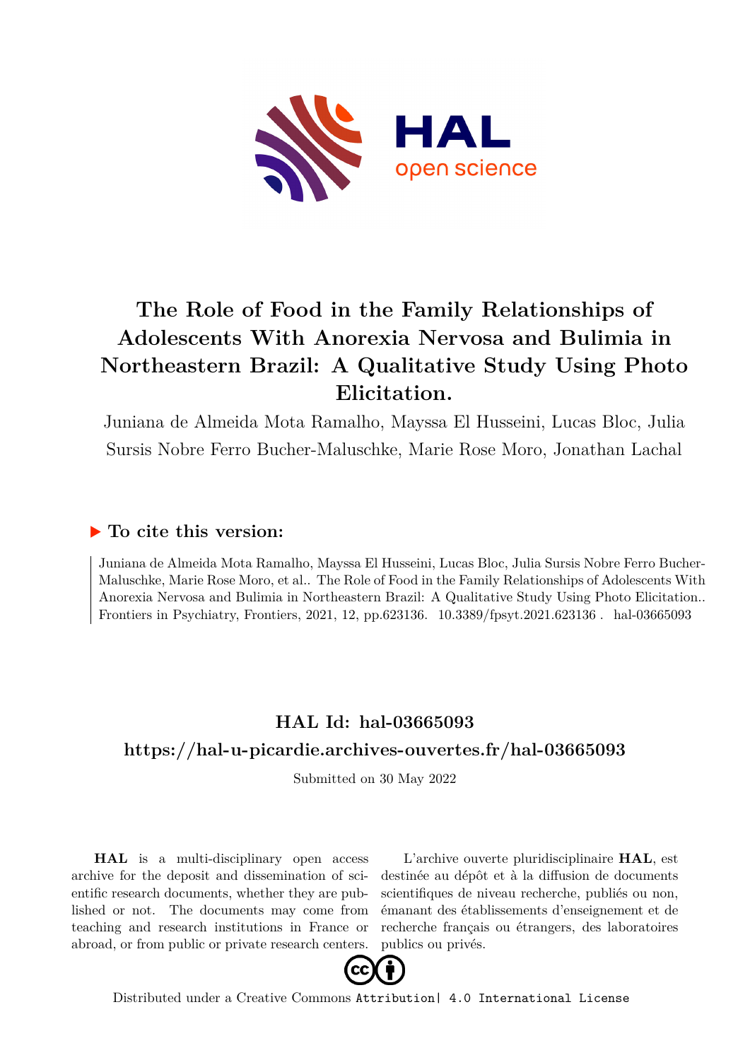# The Role of Food in the Family Relationships of Adolescents With Anorexia Nervosa and Bulimia in Northeastern Brazil: A Qualitative Study Using Photo Elicitation.

Juniana de Almeida Mota Ramalho, Mayssa El Husseini, Lucas Bloc, Julia Sursis Nobre Ferro Bucher-Maluschke, Marie Rose Moro, Jonathan Lachal

## ▶ To cite this version:

Juniana de Almeida Mota Ramalho, Mayssa El Husseini, Lucas Bloc, Julia Sursis Nobre Ferro Bucher-Maluschke, Marie Rose Moro, et al.. The Role of Food in the Family Relationships of Adolescents With Anorexia Nervosa and Bulimia in Northeastern Brazil: A Qualitative Study Using Photo Elicitation.. Frontiers in Psychiatry, Frontiers, 2021, 12, pp.623136. 10.3389/fpsyt.2021.623136 . hal-03665093

## HAL Id: hal-03665093

## https://hal-u-picardie.archives-ouvertes.fr/hal-03665093

Submitted on 30 May 2022

**HAL** is a multi-disciplinary open access archive for the deposit and dissemination of scientific research documents, whether they are published or not. The documents may come from teaching and research institutions in France or abroad, or from public or private research centers.

L'archive ouverte pluridisciplinaire **HAL**, est destinée au dépôt et à la diffusion de documents scientifiques de niveau recherche, publiés ou non, émanant des établissements d'enseignement et de recherche français ou étrangers, des laboratoires publics ou privés.

Distributed under a Creative Commons Attribution| 4.0 International License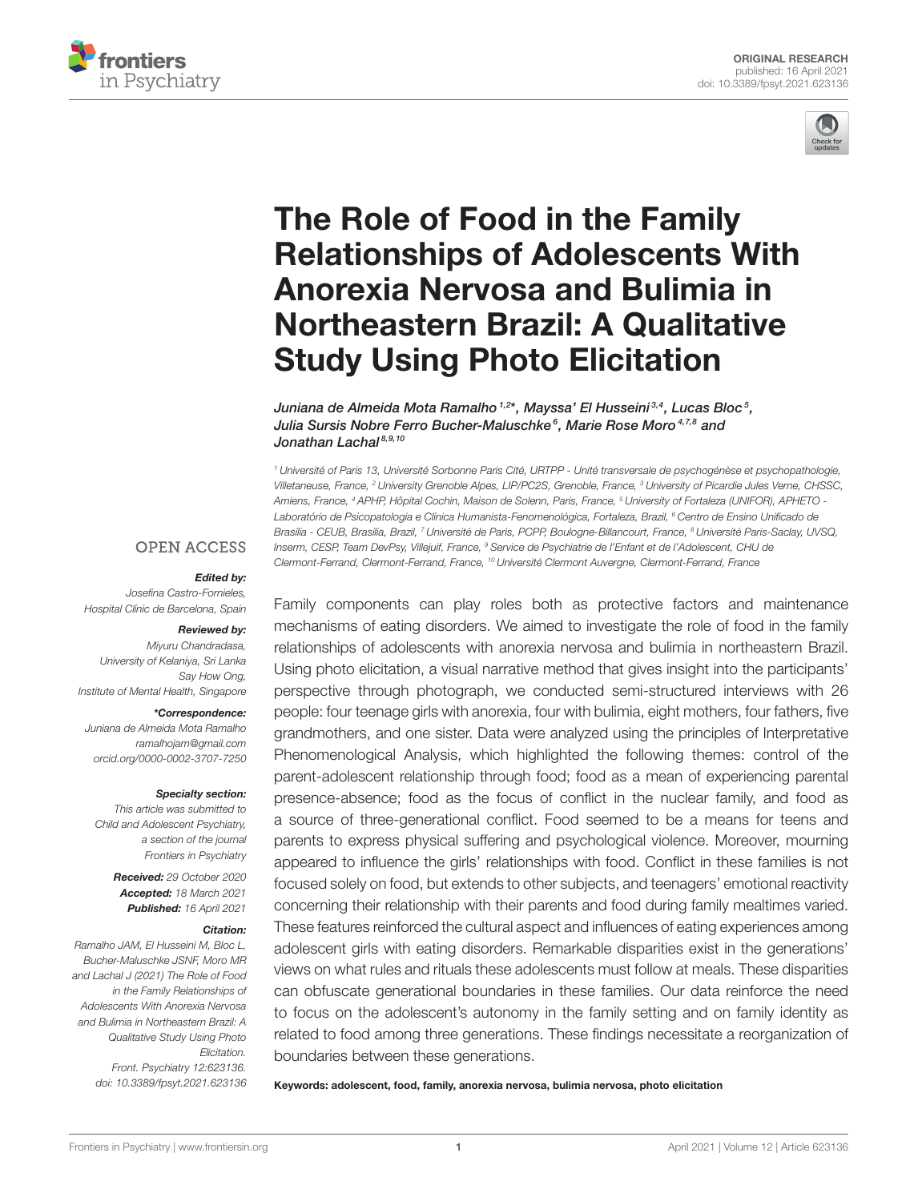ORIGINAL RESEARCH
published: 16 April 2021
doi: 10.3389/fpsyt.2021.623136

# The Role of Food in the Family Relationships of Adolescents With Anorexia Nervosa and Bulimia in Northeastern Brazil: A Qualitative Study Using Photo Elicitation

*Juniana de Almeida Mota Ramalho [1,2]\*, Mayssa' El Husseini [3,4], Lucas Bloc [5], Julia Sursis Nobre Ferro Bucher-Maluschke [6], Marie Rose Moro [4,7,8] and Jonathan Lachal [8,9,10]*

[1] Université of Paris 13, Université Sorbonne Paris Cité, URTPP - Unité transversale de psychogénèse et psychopathologie, Villetaneuse, France, [2] University Grenoble Alpes, LIP/PC2S, Grenoble, France, [3] University of Picardie Jules Verne, CHSSC, Amiens, France, [4] APHP, Hôpital Cochin, Maison de Solenn, Paris, France, [5] University of Fortaleza (UNIFOR), APHETO - Laboratório de Psicopatologia e Clínica Humanista-Fenomenológica, Fortaleza, Brazil, [6] Centro de Ensino Unificado de Brasília - CEUB, Brasilia, Brazil, [7] Université de Paris, PCPP, Boulogne-Billancourt, France, [8] Université Paris-Saclay, UVSQ, Inserm, CESP, Team DevPsy, Villejuif, France, [9] Service de Psychiatrie de l'Enfant et de l'Adolescent, CHU de Clermont-Ferrand, Clermont-Ferrand, France, [10] Université Clermont Auvergne, Clermont-Ferrand, France

OPEN ACCESS

***Edited by:***
Josefina Castro-Fornieles,
Hospital Clínic de Barcelona, Spain

***Reviewed by:***
Miyuru Chandradasa,
University of Kelaniya, Sri Lanka
Say How Ong,
Institute of Mental Health, Singapore

***\*Correspondence:***
Juniana de Almeida Mota Ramalho
ramalhojam@gmail.com
orcid.org/0000-0002-3707-7250

***Specialty section:***
This article was submitted to
Child and Adolescent Psychiatry,
a section of the journal
Frontiers in Psychiatry

***Received:*** 29 October 2020
***Accepted:*** 18 March 2021
***Published:*** 16 April 2021

***Citation:***
Ramalho JAM, El Husseini M, Bloc L, Bucher-Maluschke JSNF, Moro MR and Lachal J (2021) The Role of Food in the Family Relationships of Adolescents With Anorexia Nervosa and Bulimia in Northeastern Brazil: A Qualitative Study Using Photo Elicitation. Front. Psychiatry 12:623136. doi: 10.3389/fpsyt.2021.623136

Family components can play roles both as protective factors and maintenance mechanisms of eating disorders. We aimed to investigate the role of food in the family relationships of adolescents with anorexia nervosa and bulimia in northeastern Brazil. Using photo elicitation, a visual narrative method that gives insight into the participants' perspective through photograph, we conducted semi-structured interviews with 26 people: four teenage girls with anorexia, four with bulimia, eight mothers, four fathers, five grandmothers, and one sister. Data were analyzed using the principles of Interpretative Phenomenological Analysis, which highlighted the following themes: control of the parent-adolescent relationship through food; food as a mean of experiencing parental presence-absence; food as the focus of conflict in the nuclear family, and food as a source of three-generational conflict. Food seemed to be a means for teens and parents to express physical suffering and psychological violence. Moreover, mourning appeared to influence the girls' relationships with food. Conflict in these families is not focused solely on food, but extends to other subjects, and teenagers' emotional reactivity concerning their relationship with their parents and food during family mealtimes varied. These features reinforced the cultural aspect and influences of eating experiences among adolescent girls with eating disorders. Remarkable disparities exist in the generations' views on what rules and rituals these adolescents must follow at meals. These disparities can obfuscate generational boundaries in these families. Our data reinforce the need to focus on the adolescent's autonomy in the family setting and on family identity as related to food among three generations. These findings necessitate a reorganization of boundaries between these generations.

**Keywords: adolescent, food, family, anorexia nervosa, bulimia nervosa, photo elicitation**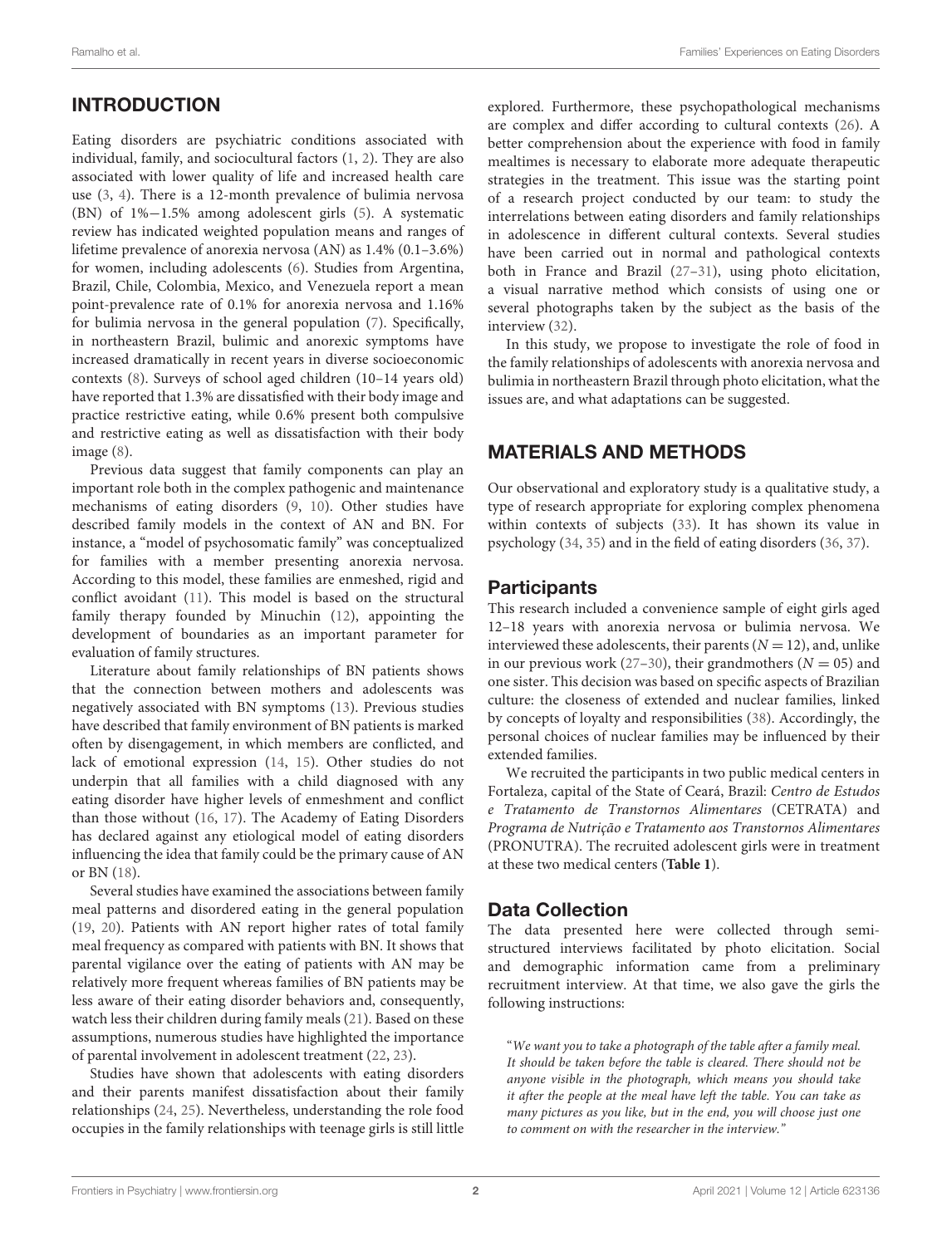## INTRODUCTION

Eating disorders are psychiatric conditions associated with individual, family, and sociocultural factors (1, 2). They are also associated with lower quality of life and increased health care use (3, 4). There is a 12-month prevalence of bulimia nervosa (BN) of 1%−1.5% among adolescent girls (5). A systematic review has indicated weighted population means and ranges of lifetime prevalence of anorexia nervosa (AN) as 1.4% (0.1–3.6%) for women, including adolescents (6). Studies from Argentina, Brazil, Chile, Colombia, Mexico, and Venezuela report a mean point-prevalence rate of 0.1% for anorexia nervosa and 1.16% for bulimia nervosa in the general population (7). Specifically, in northeastern Brazil, bulimic and anorexic symptoms have increased dramatically in recent years in diverse socioeconomic contexts (8). Surveys of school aged children (10–14 years old) have reported that 1.3% are dissatisfied with their body image and practice restrictive eating, while 0.6% present both compulsive and restrictive eating as well as dissatisfaction with their body image (8).

Previous data suggest that family components can play an important role both in the complex pathogenic and maintenance mechanisms of eating disorders (9, 10). Other studies have described family models in the context of AN and BN. For instance, a "model of psychosomatic family" was conceptualized for families with a member presenting anorexia nervosa. According to this model, these families are enmeshed, rigid and conflict avoidant (11). This model is based on the structural family therapy founded by Minuchin (12), appointing the development of boundaries as an important parameter for evaluation of family structures.

Literature about family relationships of BN patients shows that the connection between mothers and adolescents was negatively associated with BN symptoms (13). Previous studies have described that family environment of BN patients is marked often by disengagement, in which members are conflicted, and lack of emotional expression (14, 15). Other studies do not underpin that all families with a child diagnosed with any eating disorder have higher levels of enmeshment and conflict than those without (16, 17). The Academy of Eating Disorders has declared against any etiological model of eating disorders influencing the idea that family could be the primary cause of AN or BN (18).

Several studies have examined the associations between family meal patterns and disordered eating in the general population (19, 20). Patients with AN report higher rates of total family meal frequency as compared with patients with BN. It shows that parental vigilance over the eating of patients with AN may be relatively more frequent whereas families of BN patients may be less aware of their eating disorder behaviors and, consequently, watch less their children during family meals (21). Based on these assumptions, numerous studies have highlighted the importance of parental involvement in adolescent treatment (22, 23).

Studies have shown that adolescents with eating disorders and their parents manifest dissatisfaction about their family relationships (24, 25). Nevertheless, understanding the role food occupies in the family relationships with teenage girls is still little explored. Furthermore, these psychopathological mechanisms are complex and differ according to cultural contexts (26). A better comprehension about the experience with food in family mealtimes is necessary to elaborate more adequate therapeutic strategies in the treatment. This issue was the starting point of a research project conducted by our team: to study the interrelations between eating disorders and family relationships in adolescence in different cultural contexts. Several studies have been carried out in normal and pathological contexts both in France and Brazil (27–31), using photo elicitation, a visual narrative method which consists of using one or several photographs taken by the subject as the basis of the interview (32).

In this study, we propose to investigate the role of food in the family relationships of adolescents with anorexia nervosa and bulimia in northeastern Brazil through photo elicitation, what the issues are, and what adaptations can be suggested.

## MATERIALS AND METHODS

Our observational and exploratory study is a qualitative study, a type of research appropriate for exploring complex phenomena within contexts of subjects (33). It has shown its value in psychology (34, 35) and in the field of eating disorders (36, 37).

### Participants

This research included a convenience sample of eight girls aged 12–18 years with anorexia nervosa or bulimia nervosa. We interviewed these adolescents, their parents ($N = 12$), and, unlike in our previous work (27–30), their grandmothers ($N = 05$) and one sister. This decision was based on specific aspects of Brazilian culture: the closeness of extended and nuclear families, linked by concepts of loyalty and responsibilities (38). Accordingly, the personal choices of nuclear families may be influenced by their extended families.

We recruited the participants in two public medical centers in Fortaleza, capital of the State of Ceará, Brazil: *Centro de Estudos e Tratamento de Transtornos Alimentares* (CETRATA) and *Programa de Nutrição e Tratamento aos Transtornos Alimentares* (PRONUTRA). The recruited adolescent girls were in treatment at these two medical centers (**Table 1**).

### Data Collection

The data presented here were collected through semi-structured interviews facilitated by photo elicitation. Social and demographic information came from a preliminary recruitment interview. At that time, we also gave the girls the following instructions:

> "*We want you to take a photograph of the table after a family meal. It should be taken before the table is cleared. There should not be anyone visible in the photograph, which means you should take it after the people at the meal have left the table. You can take as many pictures as you like, but in the end, you will choose just one to comment on with the researcher in the interview.*"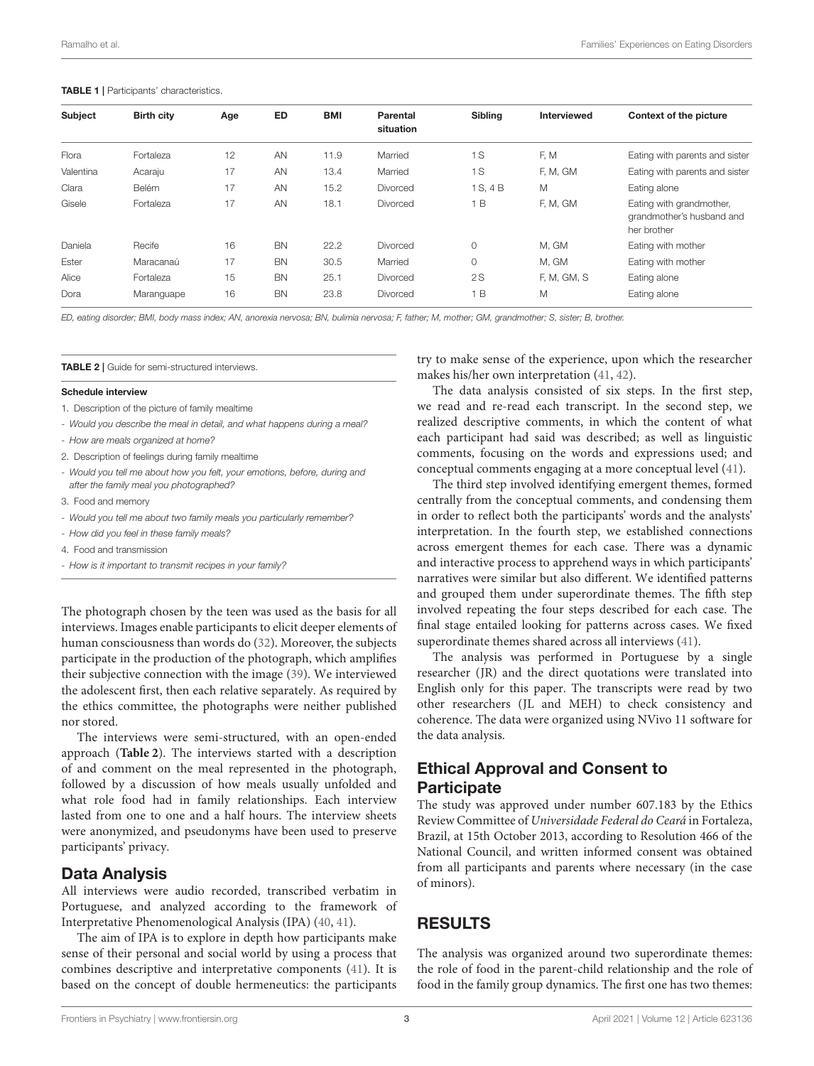**TABLE 1** | Participants' characteristics.

| Subject | Birth city | Age | ED | BMI | Parental situation | Sibling | Interviewed | Context of the picture |
|---|---|---|---|---|---|---|---|---|
| Flora | Fortaleza | 12 | AN | 11.9 | Married | 1 S | F, M | Eating with parents and sister |
| Valentina | Acaraju | 17 | AN | 13.4 | Married | 1 S | F, M, GM | Eating with parents and sister |
| Clara | Belém | 17 | AN | 15.2 | Divorced | 1 S, 4 B | M | Eating alone |
| Gisele | Fortaleza | 17 | AN | 18.1 | Divorced | 1 B | F, M, GM | Eating with grandmother, grandmother's husband and her brother |
| Daniela | Recife | 16 | BN | 22.2 | Divorced | 0 | M, GM | Eating with mother |
| Ester | Maracanaú | 17 | BN | 30.5 | Married | 0 | M, GM | Eating with mother |
| Alice | Fortaleza | 15 | BN | 25.1 | Divorced | 2 S | F, M, GM, S | Eating alone |
| Dora | Maranguape | 16 | BN | 23.8 | Divorced | 1 B | M | Eating alone |

*ED, eating disorder; BMI, body mass index; AN, anorexia nervosa; BN, bulimia nervosa; F, father; M, mother; GM, grandmother; S, sister; B, brother.*

**TABLE 2** | Guide for semi-structured interviews.

**Schedule interview**

1. Description of the picture of family mealtime
- *Would you describe the meal in detail, and what happens during a meal?*
- *How are meals organized at home?*
2. Description of feelings during family mealtime
- *Would you tell me about how you felt, your emotions, before, during and after the family meal you photographed?*
3. Food and memory
- *Would you tell me about two family meals you particularly remember?*
- *How did you feel in these family meals?*
4. Food and transmission
- *How is it important to transmit recipes in your family?*

The photograph chosen by the teen was used as the basis for all interviews. Images enable participants to elicit deeper elements of human consciousness than words do (32). Moreover, the subjects participate in the production of the photograph, which amplifies their subjective connection with the image (39). We interviewed the adolescent first, then each relative separately. As required by the ethics committee, the photographs were neither published nor stored.

The interviews were semi-structured, with an open-ended approach (**Table 2**). The interviews started with a description of and comment on the meal represented in the photograph, followed by a discussion of how meals usually unfolded and what role food had in family relationships. Each interview lasted from one to one and a half hours. The interview sheets were anonymized, and pseudonyms have been used to preserve participants' privacy.

## Data Analysis

All interviews were audio recorded, transcribed verbatim in Portuguese, and analyzed according to the framework of Interpretative Phenomenological Analysis (IPA) (40, 41).

The aim of IPA is to explore in depth how participants make sense of their personal and social world by using a process that combines descriptive and interpretative components (41). It is based on the concept of double hermeneutics: the participants try to make sense of the experience, upon which the researcher makes his/her own interpretation (41, 42).

The data analysis consisted of six steps. In the first step, we read and re-read each transcript. In the second step, we realized descriptive comments, in which the content of what each participant had said was described; as well as linguistic comments, focusing on the words and expressions used; and conceptual comments engaging at a more conceptual level (41).

The third step involved identifying emergent themes, formed centrally from the conceptual comments, and condensing them in order to reflect both the participants' words and the analysts' interpretation. In the fourth step, we established connections across emergent themes for each case. There was a dynamic and interactive process to apprehend ways in which participants' narratives were similar but also different. We identified patterns and grouped them under superordinate themes. The fifth step involved repeating the four steps described for each case. The final stage entailed looking for patterns across cases. We fixed superordinate themes shared across all interviews (41).

The analysis was performed in Portuguese by a single researcher (JR) and the direct quotations were translated into English only for this paper. The transcripts were read by two other researchers (JL and MEH) to check consistency and coherence. The data were organized using NVivo 11 software for the data analysis.

## Ethical Approval and Consent to Participate

The study was approved under number 607.183 by the Ethics Review Committee of *Universidade Federal do Ceará* in Fortaleza, Brazil, at 15th October 2013, according to Resolution 466 of the National Council, and written informed consent was obtained from all participants and parents where necessary (in the case of minors).

# RESULTS

The analysis was organized around two superordinate themes: the role of food in the parent-child relationship and the role of food in the family group dynamics. The first one has two themes: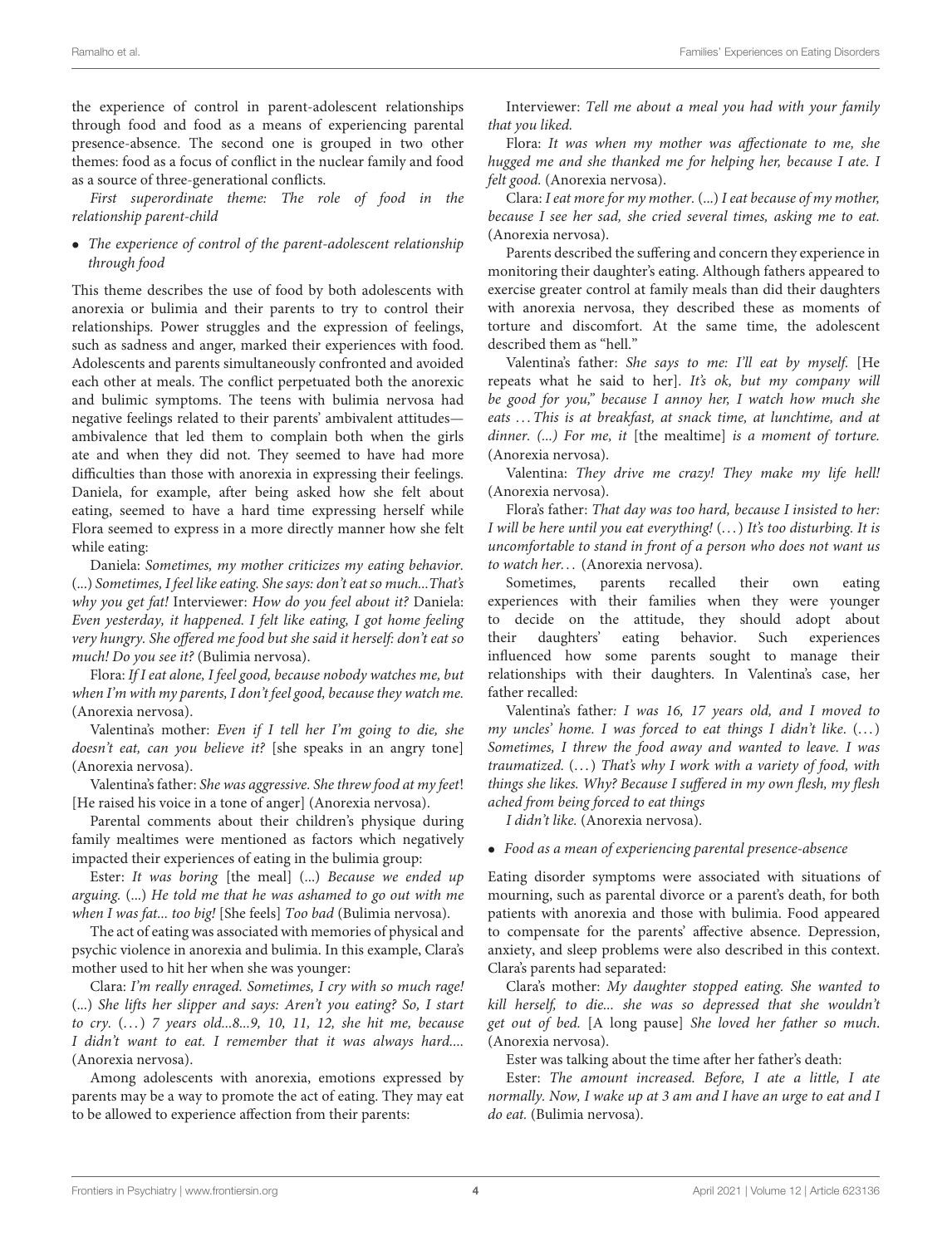the experience of control in parent-adolescent relationships through food and food as a means of experiencing parental presence-absence. The second one is grouped in two other themes: food as a focus of conflict in the nuclear family and food as a source of three-generational conflicts.

*First superordinate theme: The role of food in the relationship parent-child*

- *The experience of control of the parent-adolescent relationship through food*

This theme describes the use of food by both adolescents with anorexia or bulimia and their parents to try to control their relationships. Power struggles and the expression of feelings, such as sadness and anger, marked their experiences with food. Adolescents and parents simultaneously confronted and avoided each other at meals. The conflict perpetuated both the anorexic and bulimic symptoms. The teens with bulimia nervosa had negative feelings related to their parents' ambivalent attitudes—ambivalence that led them to complain both when the girls ate and when they did not. They seemed to have had more difficulties than those with anorexia in expressing their feelings. Daniela, for example, after being asked how she felt about eating, seemed to have a hard time expressing herself while Flora seemed to express in a more directly manner how she felt while eating:

Daniela: *Sometimes, my mother criticizes my eating behavior. (...) Sometimes, I feel like eating. She says: don't eat so much...That's why you get fat!* Interviewer: *How do you feel about it?* Daniela: *Even yesterday, it happened. I felt like eating, I got home feeling very hungry. She offered me food but she said it herself: don't eat so much! Do you see it?* (Bulimia nervosa).

Flora: *If I eat alone, I feel good, because nobody watches me, but when I'm with my parents, I don't feel good, because they watch me.* (Anorexia nervosa).

Valentina's mother: *Even if I tell her I'm going to die, she doesn't eat, can you believe it?* [she speaks in an angry tone] (Anorexia nervosa).

Valentina's father: *She was aggressive. She threw food at my feet*! [He raised his voice in a tone of anger] (Anorexia nervosa).

Parental comments about their children's physique during family mealtimes were mentioned as factors which negatively impacted their experiences of eating in the bulimia group:

Ester: *It was boring* [the meal] *(...) Because we ended up arguing. (...) He told me that he was ashamed to go out with me when I was fat... too big!* [She feels] *Too bad* (Bulimia nervosa).

The act of eating was associated with memories of physical and psychic violence in anorexia and bulimia. In this example, Clara's mother used to hit her when she was younger:

Clara: *I'm really enraged. Sometimes, I cry with so much rage! (...) She lifts her slipper and says: Aren't you eating? So, I start to cry. (...) 7 years old...8...9, 10, 11, 12, she hit me, because I didn't want to eat. I remember that it was always hard....* (Anorexia nervosa).

Among adolescents with anorexia, emotions expressed by parents may be a way to promote the act of eating. They may eat to be allowed to experience affection from their parents:

Interviewer: *Tell me about a meal you had with your family that you liked.*

Flora: *It was when my mother was affectionate to me, she hugged me and she thanked me for helping her, because I ate. I felt good.* (Anorexia nervosa).

Clara: *I eat more for my mother. (...) I eat because of my mother, because I see her sad, she cried several times, asking me to eat.* (Anorexia nervosa).

Parents described the suffering and concern they experience in monitoring their daughter's eating. Although fathers appeared to exercise greater control at family meals than did their daughters with anorexia nervosa, they described these as moments of torture and discomfort. At the same time, the adolescent described them as "hell."

Valentina's father: *She says to me: I'll eat by myself.* [He repeats what he said to her]. *It's ok, but my company will be good for you," because I annoy her, I watch how much she eats ... This is at breakfast, at snack time, at lunchtime, and at dinner. (...) For me, it* [the mealtime] *is a moment of torture.* (Anorexia nervosa).

Valentina: *They drive me crazy! They make my life hell!* (Anorexia nervosa).

Flora's father: *That day was too hard, because I insisted to her: I will be here until you eat everything! (...) It's too disturbing. It is uncomfortable to stand in front of a person who does not want us to watch her...* (Anorexia nervosa).

Sometimes, parents recalled their own eating experiences with their families when they were younger to decide on the attitude, they should adopt about their daughters' eating behavior. Such experiences influenced how some parents sought to manage their relationships with their daughters. In Valentina's case, her father recalled:

Valentina's father: *I was 16, 17 years old, and I moved to my uncles' home. I was forced to eat things I didn't like. (...) Sometimes, I threw the food away and wanted to leave. I was traumatized. (...) That's why I work with a variety of food, with things she likes. Why? Because I suffered in my own flesh, my flesh ached from being forced to eat things I didn't like.* (Anorexia nervosa).

- *Food as a mean of experiencing parental presence-absence*

Eating disorder symptoms were associated with situations of mourning, such as parental divorce or a parent's death, for both patients with anorexia and those with bulimia. Food appeared to compensate for the parents' affective absence. Depression, anxiety, and sleep problems were also described in this context. Clara's parents had separated:

Clara's mother: *My daughter stopped eating. She wanted to kill herself, to die... she was so depressed that she wouldn't get out of bed.* [A long pause] *She loved her father so much.* (Anorexia nervosa).

Ester was talking about the time after her father's death:

Ester: *The amount increased. Before, I ate a little, I ate normally. Now, I wake up at 3 am and I have an urge to eat and I do eat.* (Bulimia nervosa).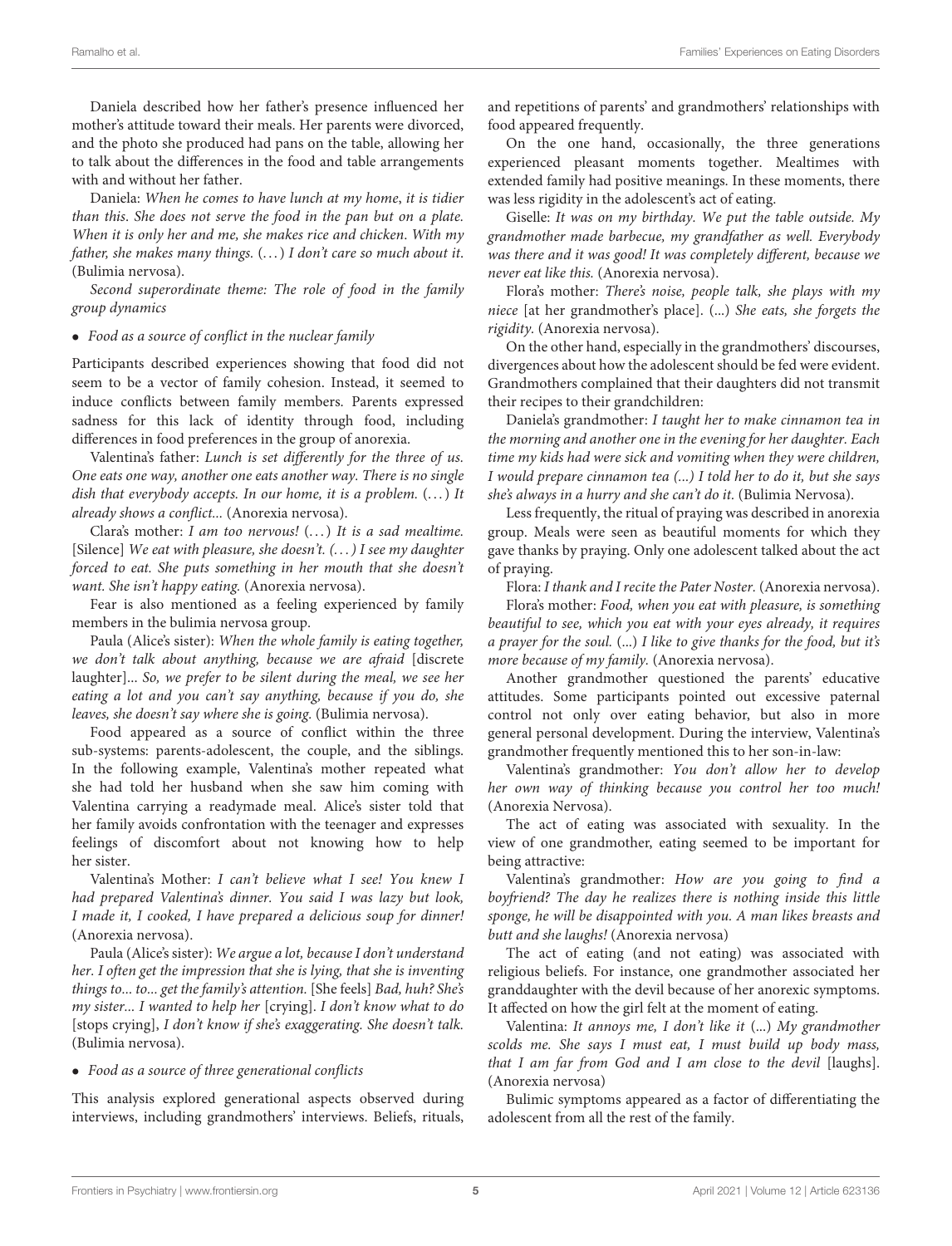Daniela described how her father's presence influenced her mother's attitude toward their meals. Her parents were divorced, and the photo she produced had pans on the table, allowing her to talk about the differences in the food and table arrangements with and without her father.

Daniela: *When he comes to have lunch at my home, it is tidier than this. She does not serve the food in the pan but on a plate. When it is only her and me, she makes rice and chicken. With my father, she makes many things.* (...) *I don't care so much about it.* (Bulimia nervosa).

*Second superordinate theme: The role of food in the family group dynamics*

- *Food as a source of conflict in the nuclear family*

Participants described experiences showing that food did not seem to be a vector of family cohesion. Instead, it seemed to induce conflicts between family members. Parents expressed sadness for this lack of identity through food, including differences in food preferences in the group of anorexia.

Valentina's father: *Lunch is set differently for the three of us. One eats one way, another one eats another way. There is no single dish that everybody accepts. In our home, it is a problem.* (...) *It already shows a conflict...* (Anorexia nervosa).

Clara's mother: *I am too nervous!* (...) *It is a sad mealtime.* [Silence] *We eat with pleasure, she doesn't. (...) I see my daughter forced to eat. She puts something in her mouth that she doesn't want. She isn't happy eating.* (Anorexia nervosa).

Fear is also mentioned as a feeling experienced by family members in the bulimia nervosa group.

Paula (Alice's sister): *When the whole family is eating together, we don't talk about anything, because we are afraid* [discrete laughter]*... So, we prefer to be silent during the meal, we see her eating a lot and you can't say anything, because if you do, she leaves, she doesn't say where she is going.* (Bulimia nervosa).

Food appeared as a source of conflict within the three sub-systems: parents-adolescent, the couple, and the siblings. In the following example, Valentina's mother repeated what she had told her husband when she saw him coming with Valentina carrying a readymade meal. Alice's sister told that her family avoids confrontation with the teenager and expresses feelings of discomfort about not knowing how to help her sister.

Valentina's Mother: *I can't believe what I see! You knew I had prepared Valentina's dinner. You said I was lazy but look, I made it, I cooked, I have prepared a delicious soup for dinner!* (Anorexia nervosa).

Paula (Alice's sister): *We argue a lot, because I don't understand her. I often get the impression that she is lying, that she is inventing things to... to... get the family's attention.* [She feels] *Bad, huh? She's my sister... I wanted to help her* [crying]. *I don't know what to do* [stops crying], *I don't know if she's exaggerating. She doesn't talk.* (Bulimia nervosa).

- *Food as a source of three generational conflicts*

This analysis explored generational aspects observed during interviews, including grandmothers' interviews. Beliefs, rituals, and repetitions of parents' and grandmothers' relationships with food appeared frequently.

On the one hand, occasionally, the three generations experienced pleasant moments together. Mealtimes with extended family had positive meanings. In these moments, there was less rigidity in the adolescent's act of eating.

Giselle: *It was on my birthday. We put the table outside. My grandmother made barbecue, my grandfather as well. Everybody was there and it was good! It was completely different, because we never eat like this.* (Anorexia nervosa).

Flora's mother: *There's noise, people talk, she plays with my niece* [at her grandmother's place]. (...) *She eats, she forgets the rigidity.* (Anorexia nervosa).

On the other hand, especially in the grandmothers' discourses, divergences about how the adolescent should be fed were evident. Grandmothers complained that their daughters did not transmit their recipes to their grandchildren:

Daniela's grandmother: *I taught her to make cinnamon tea in the morning and another one in the evening for her daughter. Each time my kids had were sick and vomiting when they were children, I would prepare cinnamon tea (...) I told her to do it, but she says she's always in a hurry and she can't do it.* (Bulimia Nervosa).

Less frequently, the ritual of praying was described in anorexia group. Meals were seen as beautiful moments for which they gave thanks by praying. Only one adolescent talked about the act of praying.

Flora: *I thank and I recite the Pater Noster.* (Anorexia nervosa).

Flora's mother: *Food, when you eat with pleasure, is something beautiful to see, which you eat with your eyes already, it requires a prayer for the soul. (...) I like to give thanks for the food, but it's more because of my family.* (Anorexia nervosa).

Another grandmother questioned the parents' educative attitudes. Some participants pointed out excessive paternal control not only over eating behavior, but also in more general personal development. During the interview, Valentina's grandmother frequently mentioned this to her son-in-law:

Valentina's grandmother: *You don't allow her to develop her own way of thinking because you control her too much!* (Anorexia Nervosa).

The act of eating was associated with sexuality. In the view of one grandmother, eating seemed to be important for being attractive:

Valentina's grandmother: *How are you going to find a boyfriend? The day he realizes there is nothing inside this little sponge, he will be disappointed with you. A man likes breasts and butt and she laughs!* (Anorexia nervosa)

The act of eating (and not eating) was associated with religious beliefs. For instance, one grandmother associated her granddaughter with the devil because of her anorexic symptoms. It affected on how the girl felt at the moment of eating.

Valentina: *It annoys me, I don't like it* (...) *My grandmother scolds me. She says I must eat, I must build up body mass, that I am far from God and I am close to the devil* [laughs]. (Anorexia nervosa)

Bulimic symptoms appeared as a factor of differentiating the adolescent from all the rest of the family.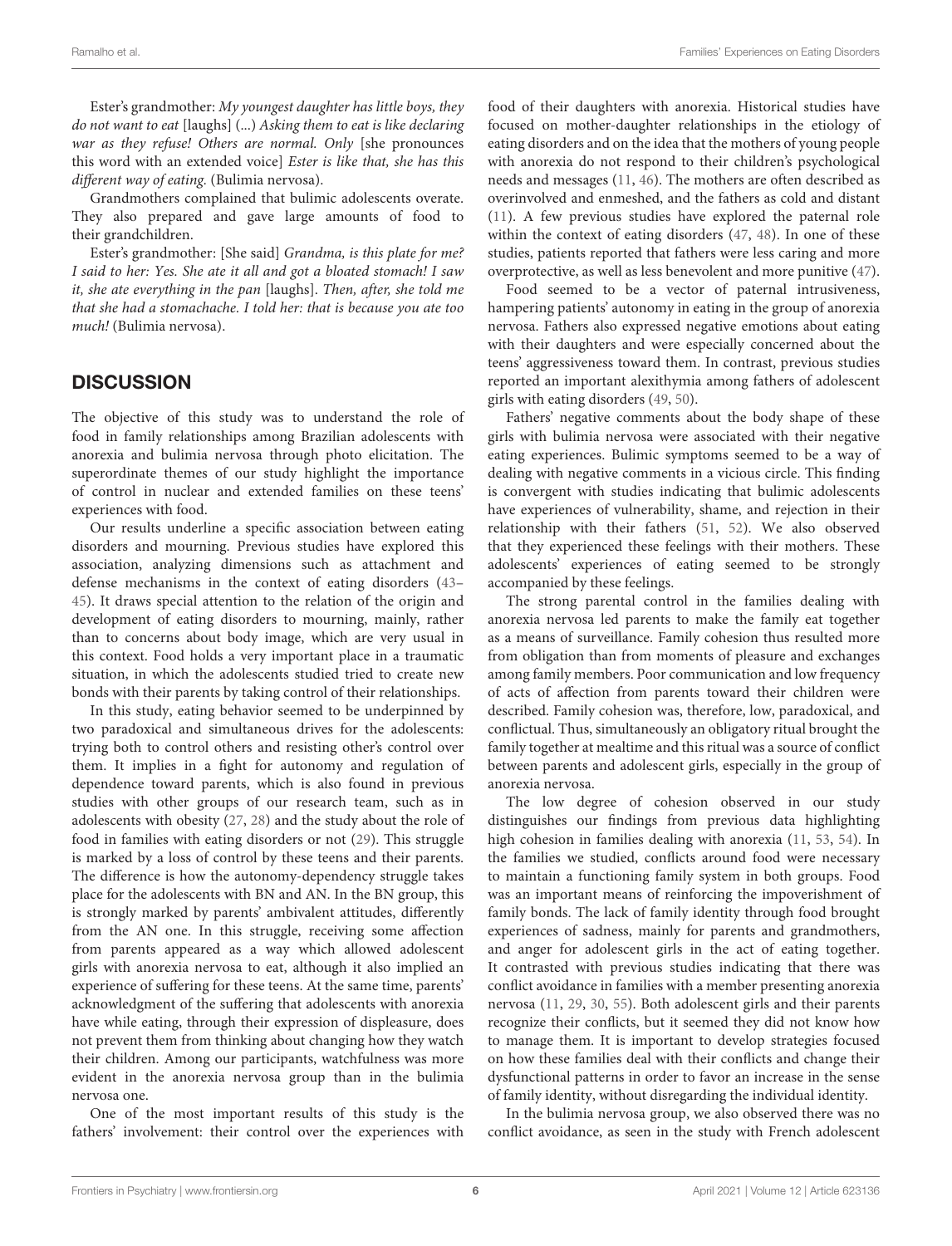Ester's grandmother: *My youngest daughter has little boys, they do not want to eat* [laughs] (...) *Asking them to eat is like declaring war as they refuse! Others are normal. Only* [she pronounces this word with an extended voice] *Ester is like that, she has this different way of eating.* (Bulimia nervosa).

Grandmothers complained that bulimic adolescents overate. They also prepared and gave large amounts of food to their grandchildren.

Ester's grandmother: [She said] *Grandma, is this plate for me? I said to her: Yes. She ate it all and got a bloated stomach! I saw it, she ate everything in the pan* [laughs]. *Then, after, she told me that she had a stomachache. I told her: that is because you ate too much!* (Bulimia nervosa).

## DISCUSSION

The objective of this study was to understand the role of food in family relationships among Brazilian adolescents with anorexia and bulimia nervosa through photo elicitation. The superordinate themes of our study highlight the importance of control in nuclear and extended families on these teens' experiences with food.

Our results underline a specific association between eating disorders and mourning. Previous studies have explored this association, analyzing dimensions such as attachment and defense mechanisms in the context of eating disorders (43–45). It draws special attention to the relation of the origin and development of eating disorders to mourning, mainly, rather than to concerns about body image, which are very usual in this context. Food holds a very important place in a traumatic situation, in which the adolescents studied tried to create new bonds with their parents by taking control of their relationships.

In this study, eating behavior seemed to be underpinned by two paradoxical and simultaneous drives for the adolescents: trying both to control others and resisting other's control over them. It implies in a fight for autonomy and regulation of dependence toward parents, which is also found in previous studies with other groups of our research team, such as in adolescents with obesity (27, 28) and the study about the role of food in families with eating disorders or not (29). This struggle is marked by a loss of control by these teens and their parents. The difference is how the autonomy-dependency struggle takes place for the adolescents with BN and AN. In the BN group, this is strongly marked by parents' ambivalent attitudes, differently from the AN one. In this struggle, receiving some affection from parents appeared as a way which allowed adolescent girls with anorexia nervosa to eat, although it also implied an experience of suffering for these teens. At the same time, parents' acknowledgment of the suffering that adolescents with anorexia have while eating, through their expression of displeasure, does not prevent them from thinking about changing how they watch their children. Among our participants, watchfulness was more evident in the anorexia nervosa group than in the bulimia nervosa one.

One of the most important results of this study is the fathers' involvement: their control over the experiences with food of their daughters with anorexia. Historical studies have focused on mother-daughter relationships in the etiology of eating disorders and on the idea that the mothers of young people with anorexia do not respond to their children's psychological needs and messages (11, 46). The mothers are often described as overinvolved and enmeshed, and the fathers as cold and distant (11). A few previous studies have explored the paternal role within the context of eating disorders (47, 48). In one of these studies, patients reported that fathers were less caring and more overprotective, as well as less benevolent and more punitive (47).

Food seemed to be a vector of paternal intrusiveness, hampering patients' autonomy in eating in the group of anorexia nervosa. Fathers also expressed negative emotions about eating with their daughters and were especially concerned about the teens' aggressiveness toward them. In contrast, previous studies reported an important alexithymia among fathers of adolescent girls with eating disorders (49, 50).

Fathers' negative comments about the body shape of these girls with bulimia nervosa were associated with their negative eating experiences. Bulimic symptoms seemed to be a way of dealing with negative comments in a vicious circle. This finding is convergent with studies indicating that bulimic adolescents have experiences of vulnerability, shame, and rejection in their relationship with their fathers (51, 52). We also observed that they experienced these feelings with their mothers. These adolescents' experiences of eating seemed to be strongly accompanied by these feelings.

The strong parental control in the families dealing with anorexia nervosa led parents to make the family eat together as a means of surveillance. Family cohesion thus resulted more from obligation than from moments of pleasure and exchanges among family members. Poor communication and low frequency of acts of affection from parents toward their children were described. Family cohesion was, therefore, low, paradoxical, and conflictual. Thus, simultaneously an obligatory ritual brought the family together at mealtime and this ritual was a source of conflict between parents and adolescent girls, especially in the group of anorexia nervosa.

The low degree of cohesion observed in our study distinguishes our findings from previous data highlighting high cohesion in families dealing with anorexia (11, 53, 54). In the families we studied, conflicts around food were necessary to maintain a functioning family system in both groups. Food was an important means of reinforcing the impoverishment of family bonds. The lack of family identity through food brought experiences of sadness, mainly for parents and grandmothers, and anger for adolescent girls in the act of eating together. It contrasted with previous studies indicating that there was conflict avoidance in families with a member presenting anorexia nervosa (11, 29, 30, 55). Both adolescent girls and their parents recognize their conflicts, but it seemed they did not know how to manage them. It is important to develop strategies focused on how these families deal with their conflicts and change their dysfunctional patterns in order to favor an increase in the sense of family identity, without disregarding the individual identity.

In the bulimia nervosa group, we also observed there was no conflict avoidance, as seen in the study with French adolescent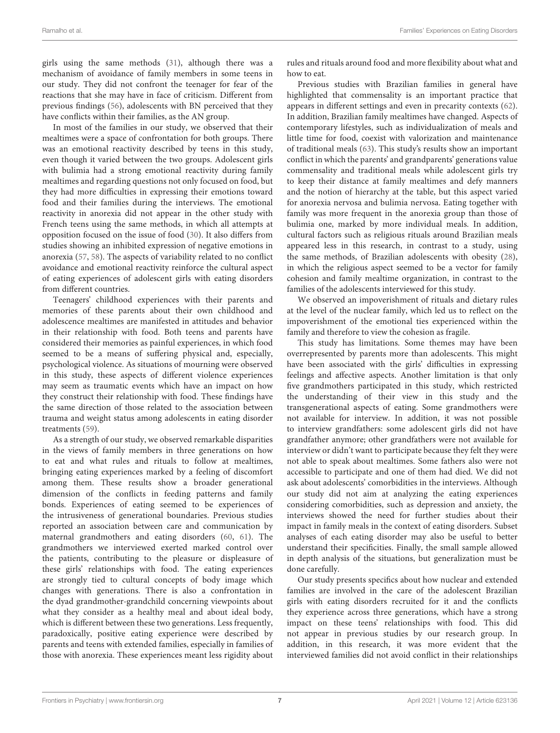girls using the same methods (31), although there was a mechanism of avoidance of family members in some teens in our study. They did not confront the teenager for fear of the reactions that she may have in face of criticism. Different from previous findings (56), adolescents with BN perceived that they have conflicts within their families, as the AN group.

In most of the families in our study, we observed that their mealtimes were a space of confrontation for both groups. There was an emotional reactivity described by teens in this study, even though it varied between the two groups. Adolescent girls with bulimia had a strong emotional reactivity during family mealtimes and regarding questions not only focused on food, but they had more difficulties in expressing their emotions toward food and their families during the interviews. The emotional reactivity in anorexia did not appear in the other study with French teens using the same methods, in which all attempts at opposition focused on the issue of food (30). It also differs from studies showing an inhibited expression of negative emotions in anorexia (57, 58). The aspects of variability related to no conflict avoidance and emotional reactivity reinforce the cultural aspect of eating experiences of adolescent girls with eating disorders from different countries.

Teenagers' childhood experiences with their parents and memories of these parents about their own childhood and adolescence mealtimes are manifested in attitudes and behavior in their relationship with food. Both teens and parents have considered their memories as painful experiences, in which food seemed to be a means of suffering physical and, especially, psychological violence. As situations of mourning were observed in this study, these aspects of different violence experiences may seem as traumatic events which have an impact on how they construct their relationship with food. These findings have the same direction of those related to the association between trauma and weight status among adolescents in eating disorder treatments (59).

As a strength of our study, we observed remarkable disparities in the views of family members in three generations on how to eat and what rules and rituals to follow at mealtimes, bringing eating experiences marked by a feeling of discomfort among them. These results show a broader generational dimension of the conflicts in feeding patterns and family bonds. Experiences of eating seemed to be experiences of the intrusiveness of generational boundaries. Previous studies reported an association between care and communication by maternal grandmothers and eating disorders (60, 61). The grandmothers we interviewed exerted marked control over the patients, contributing to the pleasure or displeasure of these girls' relationships with food. The eating experiences are strongly tied to cultural concepts of body image which changes with generations. There is also a confrontation in the dyad grandmother-grandchild concerning viewpoints about what they consider as a healthy meal and about ideal body, which is different between these two generations. Less frequently, paradoxically, positive eating experience were described by parents and teens with extended families, especially in families of those with anorexia. These experiences meant less rigidity about rules and rituals around food and more flexibility about what and how to eat.

Previous studies with Brazilian families in general have highlighted that commensality is an important practice that appears in different settings and even in precarity contexts (62). In addition, Brazilian family mealtimes have changed. Aspects of contemporary lifestyles, such as individualization of meals and little time for food, coexist with valorization and maintenance of traditional meals (63). This study's results show an important conflict in which the parents' and grandparents' generations value commensality and traditional meals while adolescent girls try to keep their distance at family mealtimes and defy manners and the notion of hierarchy at the table, but this aspect varied for anorexia nervosa and bulimia nervosa. Eating together with family was more frequent in the anorexia group than those of bulimia one, marked by more individual meals. In addition, cultural factors such as religious rituals around Brazilian meals appeared less in this research, in contrast to a study, using the same methods, of Brazilian adolescents with obesity (28), in which the religious aspect seemed to be a vector for family cohesion and family mealtime organization, in contrast to the families of the adolescents interviewed for this study.

We observed an impoverishment of rituals and dietary rules at the level of the nuclear family, which led us to reflect on the impoverishment of the emotional ties experienced within the family and therefore to view the cohesion as fragile.

This study has limitations. Some themes may have been overrepresented by parents more than adolescents. This might have been associated with the girls' difficulties in expressing feelings and affective aspects. Another limitation is that only five grandmothers participated in this study, which restricted the understanding of their view in this study and the transgenerational aspects of eating. Some grandmothers were not available for interview. In addition, it was not possible to interview grandfathers: some adolescent girls did not have grandfather anymore; other grandfathers were not available for interview or didn't want to participate because they felt they were not able to speak about mealtimes. Some fathers also were not accessible to participate and one of them had died. We did not ask about adolescents' comorbidities in the interviews. Although our study did not aim at analyzing the eating experiences considering comorbidities, such as depression and anxiety, the interviews showed the need for further studies about their impact in family meals in the context of eating disorders. Subset analyses of each eating disorder may also be useful to better understand their specificities. Finally, the small sample allowed in depth analysis of the situations, but generalization must be done carefully.

Our study presents specifics about how nuclear and extended families are involved in the care of the adolescent Brazilian girls with eating disorders recruited for it and the conflicts they experience across three generations, which have a strong impact on these teens' relationships with food. This did not appear in previous studies by our research group. In addition, in this research, it was more evident that the interviewed families did not avoid conflict in their relationships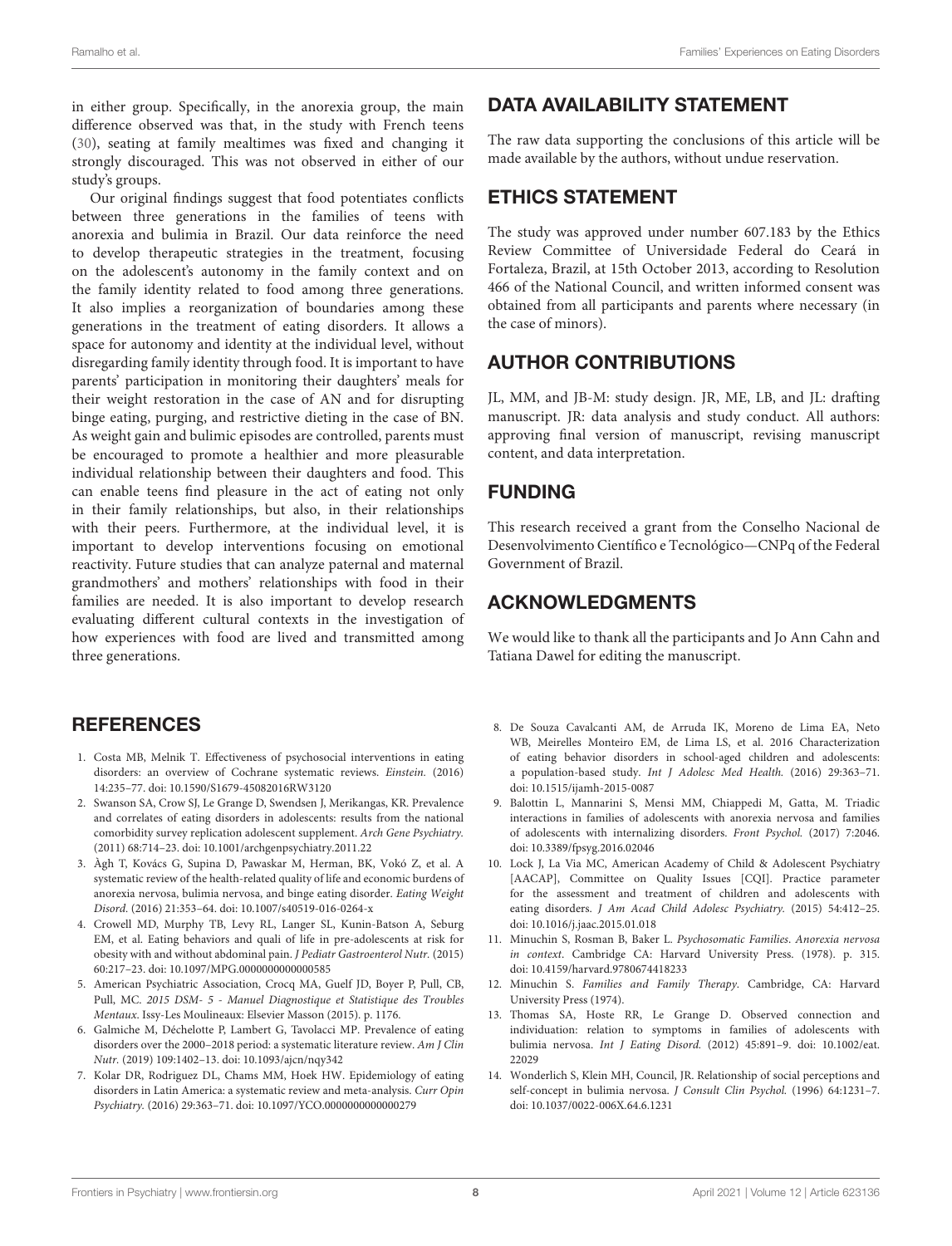in either group. Specifically, in the anorexia group, the main difference observed was that, in the study with French teens (30), seating at family mealtimes was fixed and changing it strongly discouraged. This was not observed in either of our study's groups.

Our original findings suggest that food potentiates conflicts between three generations in the families of teens with anorexia and bulimia in Brazil. Our data reinforce the need to develop therapeutic strategies in the treatment, focusing on the adolescent's autonomy in the family context and on the family identity related to food among three generations. It also implies a reorganization of boundaries among these generations in the treatment of eating disorders. It allows a space for autonomy and identity at the individual level, without disregarding family identity through food. It is important to have parents' participation in monitoring their daughters' meals for their weight restoration in the case of AN and for disrupting binge eating, purging, and restrictive dieting in the case of BN. As weight gain and bulimic episodes are controlled, parents must be encouraged to promote a healthier and more pleasurable individual relationship between their daughters and food. This can enable teens find pleasure in the act of eating not only in their family relationships, but also, in their relationships with their peers. Furthermore, at the individual level, it is important to develop interventions focusing on emotional reactivity. Future studies that can analyze paternal and maternal grandmothers' and mothers' relationships with food in their families are needed. It is also important to develop research evaluating different cultural contexts in the investigation of how experiences with food are lived and transmitted among three generations.

## DATA AVAILABILITY STATEMENT

The raw data supporting the conclusions of this article will be made available by the authors, without undue reservation.

## ETHICS STATEMENT

The study was approved under number 607.183 by the Ethics Review Committee of Universidade Federal do Ceará in Fortaleza, Brazil, at 15th October 2013, according to Resolution 466 of the National Council, and written informed consent was obtained from all participants and parents where necessary (in the case of minors).

## AUTHOR CONTRIBUTIONS

JL, MM, and JB-M: study design. JR, ME, LB, and JL: drafting manuscript. JR: data analysis and study conduct. All authors: approving final version of manuscript, revising manuscript content, and data interpretation.

## FUNDING

This research received a grant from the Conselho Nacional de Desenvolvimento Científico e Tecnológico—CNPq of the Federal Government of Brazil.

## ACKNOWLEDGMENTS

We would like to thank all the participants and Jo Ann Cahn and Tatiana Dawel for editing the manuscript.

## REFERENCES

1. Costa MB, Melnik T. Effectiveness of psychosocial interventions in eating disorders: an overview of Cochrane systematic reviews. *Einstein.* (2016) 14:235–77. doi: 10.1590/S1679-45082016RW3120
2. Swanson SA, Crow SJ, Le Grange D, Swendsen J, Merikangas, KR. Prevalence and correlates of eating disorders in adolescents: results from the national comorbidity survey replication adolescent supplement. *Arch Gene Psychiatry.* (2011) 68:714–23. doi: 10.1001/archgenpsychiatry.2011.22
3. Àgh T, Kovács G, Supina D, Pawaskar M, Herman, BK, Vokó Z, et al. A systematic review of the health-related quality of life and economic burdens of anorexia nervosa, bulimia nervosa, and binge eating disorder. *Eating Weight Disord.* (2016) 21:353–64. doi: 10.1007/s40519-016-0264-x
4. Crowell MD, Murphy TB, Levy RL, Langer SL, Kunin-Batson A, Seburg EM, et al. Eating behaviors and quali of life in pre-adolescents at risk for obesity with and without abdominal pain. *J Pediatr Gastroenterol Nutr.* (2015) 60:217–23. doi: 10.1097/MPG.0000000000000585
5. American Psychiatric Association, Crocq MA, Guelf JD, Boyer P, Pull, CB, Pull, MC. *2015 DSM- 5 - Manuel Diagnostique et Statistique des Troubles Mentaux*. Issy-Les Moulineaux: Elsevier Masson (2015). p. 1176.
6. Galmiche M, Déchelotte P, Lambert G, Tavolacci MP. Prevalence of eating disorders over the 2000–2018 period: a systematic literature review. *Am J Clin Nutr.* (2019) 109:1402–13. doi: 10.1093/ajcn/nqy342
7. Kolar DR, Rodriguez DL, Chams MM, Hoek HW. Epidemiology of eating disorders in Latin America: a systematic review and meta-analysis. *Curr Opin Psychiatry.* (2016) 29:363–71. doi: 10.1097/YCO.0000000000000279
8. De Souza Cavalcanti AM, de Arruda IK, Moreno de Lima EA, Neto WB, Meirelles Monteiro EM, de Lima LS, et al. 2016 Characterization of eating behavior disorders in school-aged children and adolescents: a population-based study. *Int J Adolesc Med Health.* (2016) 29:363–71. doi: 10.1515/ijamh-2015-0087
9. Balottin L, Mannarini S, Mensi MM, Chiappedi M, Gatta, M. Triadic interactions in families of adolescents with anorexia nervosa and families of adolescents with internalizing disorders. *Front Psychol.* (2017) 7:2046. doi: 10.3389/fpsyg.2016.02046
10. Lock J, La Via MC, American Academy of Child & Adolescent Psychiatry [AACAP], Committee on Quality Issues [CQI]. Practice parameter for the assessment and treatment of children and adolescents with eating disorders. *J Am Acad Child Adolesc Psychiatry.* (2015) 54:412–25. doi: 10.1016/j.jaac.2015.01.018
11. Minuchin S, Rosman B, Baker L. *Psychosomatic Families. Anorexia nervosa in context*. Cambridge CA: Harvard University Press. (1978). p. 315. doi: 10.4159/harvard.9780674418233
12. Minuchin S. *Families and Family Therapy*. Cambridge, CA: Harvard University Press (1974).
13. Thomas SA, Hoste RR, Le Grange D. Observed connection and individuation: relation to symptoms in families of adolescents with bulimia nervosa. *Int J Eating Disord.* (2012) 45:891–9. doi: 10.1002/eat.22029
14. Wonderlich S, Klein MH, Council, JR. Relationship of social perceptions and self-concept in bulimia nervosa. *J Consult Clin Psychol.* (1996) 64:1231–7. doi: 10.1037/0022-006X.64.6.1231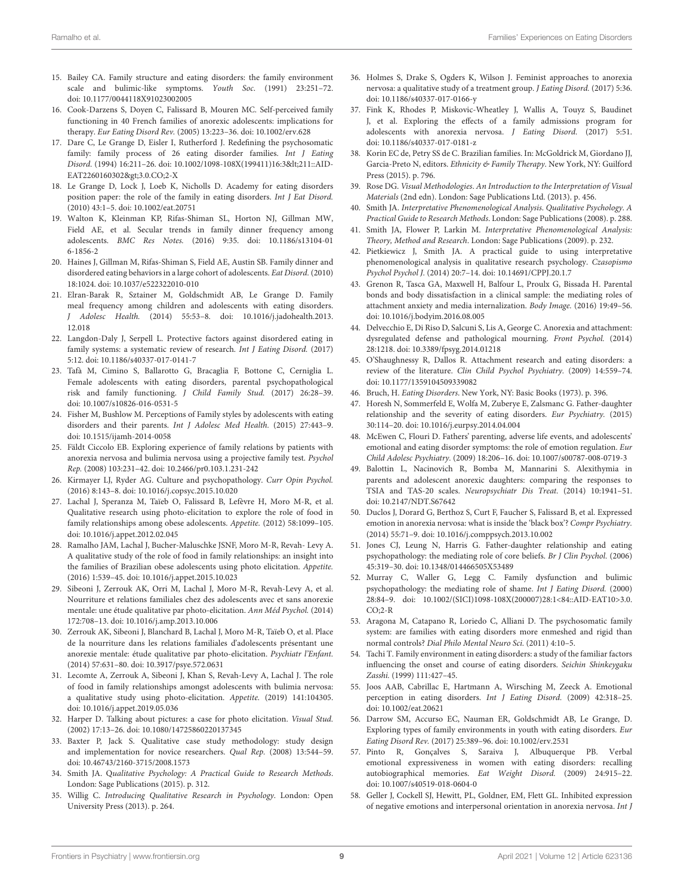15. Bailey CA. Family structure and eating disorders: the family environment scale and bulimic-like symptoms. *Youth Soc.* (1991) 23:251–72. doi: 10.1177/0044118X91023002005
16. Cook-Darzens S, Doyen C, Falissard B, Mouren MC. Self-perceived family functioning in 40 French families of anorexic adolescents: implications for therapy. *Eur Eating Disord Rev.* (2005) 13:223–36. doi: 10.1002/erv.628
17. Dare C, Le Grange D, Eisler I, Rutherford J. Redefining the psychosomatic family: family process of 26 eating disorder families. *Int J Eating Disord.* (1994) 16:211–26. doi: 10.1002/1098-108X(199411)16:3&lt;211::AID-EAT2260160302&gt;3.0.CO;2-X
18. Le Grange D, Lock J, Loeb K, Nicholls D. Academy for eating disorders position paper: the role of the family in eating disorders. *Int J Eat Disord.* (2010) 43:1–5. doi: 10.1002/eat.20751
19. Walton K, Kleinman KP, Rifas-Shiman SL, Horton NJ, Gillman MW, Field AE, et al. Secular trends in family dinner frequency among adolescents. *BMC Res Notes.* (2016) 9:35. doi: 10.1186/s13104-016-1856-2
20. Haines J, Gillman M, Rifas-Shiman S, Field AE, Austin SB. Family dinner and disordered eating behaviors in a large cohort of adolescents. *Eat Disord.* (2010) 18:1024. doi: 10.1037/e522322010-010
21. Elran-Barak R, Sztainer M, Goldschmidt AB, Le Grange D. Family meal frequency among children and adolescents with eating disorders. *J Adolesc Health.* (2014) 55:53–8. doi: 10.1016/j.jadohealth.2013.12.018
22. Langdon-Daly J, Serpell L. Protective factors against disordered eating in family systems: a systematic review of research. *Int J Eating Disord.* (2017) 5:12. doi: 10.1186/s40337-017-0141-7
23. Tafà M, Cimino S, Ballarotto G, Bracaglia F, Bottone C, Cerniglia L. Female adolescents with eating disorders, parental psychopathological risk and family functioning. *J Child Family Stud.* (2017) 26:28–39. doi: 10.1007/s10826-016-0531-5
24. Fisher M, Bushlow M. Perceptions of Family styles by adolescents with eating disorders and their parents. *Int J Adolesc Med Health.* (2015) 27:443–9. doi: 10.1515/ijamh-2014-0058
25. Fäldt Ciccolo EB. Exploring experience of family relations by patients with anorexia nervosa and bulimia nervosa using a projective family test. *Psychol Rep.* (2008) 103:231–42. doi: 10.2466/pr0.103.1.231-242
26. Kirmayer LJ, Ryder AG. Culture and psychopathology. *Curr Opin Psychol.* (2016) 8:143–8. doi: 10.1016/j.copsyc.2015.10.020
27. Lachal J, Speranza M, Taïeb O, Falissard B, Lefèvre H, Moro M-R, et al. Qualitative research using photo-elicitation to explore the role of food in family relationships among obese adolescents. *Appetite.* (2012) 58:1099–105. doi: 10.1016/j.appet.2012.02.045
28. Ramalho JAM, Lachal J, Bucher-Maluschke JSNF, Moro M-R, Revah- Levy A. A qualitative study of the role of food in family relationships: an insight into the families of Brazilian obese adolescents using photo elicitation. *Appetite.* (2016) 1:539–45. doi: 10.1016/j.appet.2015.10.023
29. Sibeoni J, Zerrouk AK, Orri M, Lachal J, Moro M-R, Revah-Levy A, et al. Nourriture et relations familiales chez des adolescents avec et sans anorexie mentale: une étude qualitative par photo-elicitation. *Ann Méd Psychol.* (2014) 172:708–13. doi: 10.1016/j.amp.2013.10.006
30. Zerrouk AK, Sibeoni J, Blanchard B, Lachal J, Moro M-R, Taïeb O, et al. Place de la nourriture dans les relations familiales d'adolescents présentant une anorexie mentale: étude qualitative par photo-elicitation. *Psychiatr l'Enfant.* (2014) 57:631–80. doi: 10.3917/psye.572.0631
31. Lecomte A, Zerrouk A, Sibeoni J, Khan S, Revah-Levy A, Lachal J. The role of food in family relationships amongst adolescents with bulimia nervosa: a qualitative study using photo-elicitation. *Appetite.* (2019) 141:104305. doi: 10.1016/j.appet.2019.05.036
32. Harper D. Talking about pictures: a case for photo elicitation. *Visual Stud.* (2002) 17:13–26. doi: 10.1080/14725860220137345
33. Baxter P, Jack S. Qualitative case study methodology: study design and implementation for novice researchers. *Qual Rep.* (2008) 13:544–59. doi: 10.46743/2160-3715/2008.1573
34. Smith JA. *Qualitative Psychology: A Practical Guide to Research Methods*. London: Sage Publications (2015). p. 312.
35. Willig C. *Introducing Qualitative Research in Psychology*. London: Open University Press (2013). p. 264.
36. Holmes S, Drake S, Ogders K, Wilson J. Feminist approaches to anorexia nervosa: a qualitative study of a treatment group. *J Eating Disord.* (2017) 5:36. doi: 10.1186/s40337-017-0166-y
37. Fink K, Rhodes P, Miskovic-Wheatley J, Wallis A, Touyz S, Baudinet J, et al. Exploring the effects of a family admissions program for adolescents with anorexia nervosa. *J Eating Disord.* (2017) 5:51. doi: 10.1186/s40337-017-0181-z
38. Korin EC de, Petry SS de C. Brazilian families. In: McGoldrick M, Giordano JJ, Garcia-Preto N, editors. *Ethnicity & Family Therapy*. New York, NY: Guilford Press (2015). p. 796.
39. Rose DG. *Visual Methodologies. An Introduction to the Interpretation of Visual Materials* (2nd edn). London: Sage Publications Ltd. (2013). p. 456.
40. Smith JA. *Interpretative Phenomenological Analysis. Qualitative Psychology. A Practical Guide to Research Methods*. London: Sage Publications (2008). p. 288.
41. Smith JA, Flower P, Larkin M. *Interpretative Phenomenological Analysis: Theory, Method and Research*. London: Sage Publications (2009). p. 232.
42. Pietkiewicz J, Smith JA. A practical guide to using interpretative phenomenological analysis in qualitative research psychology. *Czasopismo Psychol Psychol J.* (2014) 20:7–14. doi: 10.14691/CPPJ.20.1.7
43. Grenon R, Tasca GA, Maxwell H, Balfour L, Proulx G, Bissada H. Parental bonds and body dissatisfaction in a clinical sample: the mediating roles of attachment anxiety and media internalization. *Body Image.* (2016) 19:49–56. doi: 10.1016/j.bodyim.2016.08.005
44. Delvecchio E, Di Riso D, Salcuni S, Lis A, George C. Anorexia and attachment: dysregulated defense and pathological mourning. *Front Psychol.* (2014) 28:1218. doi: 10.3389/fpsyg.2014.01218
45. O'Shaughnessy R, Dallos R. Attachment research and eating disorders: a review of the literature. *Clin Child Psychol Psychiatry.* (2009) 14:559–74. doi: 10.1177/1359104509339082
46. Bruch, H. *Eating Disorders*. New York, NY: Basic Books (1973). p. 396.
47. Horesh N, Sommerfeld E, Wolfa M, Zuberye E, Zalsmanc G. Father-daughter relationship and the severity of eating disorders. *Eur Psychiatry.* (2015) 30:114–20. doi: 10.1016/j.eurpsy.2014.04.004
48. McEwen C, Flouri D. Fathers' parenting, adverse life events, and adolescents' emotional and eating disorder symptoms: the role of emotion regulation. *Eur Child Adolesc Psychiatry.* (2009) 18:206–16. doi: 10.1007/s00787-008-0719-3
49. Balottin L, Nacinovich R, Bomba M, Mannarini S. Alexithymia in parents and adolescent anorexic daughters: comparing the responses to TSIA and TAS-20 scales. *Neuropsychiatr Dis Treat.* (2014) 10:1941–51. doi: 10.2147/NDT.S67642
50. Duclos J, Dorard G, Berthoz S, Curt F, Faucher S, Falissard B, et al. Expressed emotion in anorexia nervosa: what is inside the 'black box'? *Compr Psychiatry.* (2014) 55:71–9. doi: 10.1016/j.comppsych.2013.10.002
51. Jones CJ, Leung N, Harris G. Father-daughter relationship and eating psychopathology: the mediating role of core beliefs. *Br J Clin Psychol.* (2006) 45:319–30. doi: 10.1348/014466505X53489
52. Murray C, Waller G, Legg C. Family dysfunction and bulimic psychopathology: the mediating role of shame. *Int J Eating Disord.* (2000) 28:84–9. doi: 10.1002/(SICI)1098-108X(200007)28:1<84::AID-EAT10>3.0.CO;2-R
53. Aragona M, Catapano R, Loriedo C, Alliani D. The psychosomatic family system: are families with eating disorders more enmeshed and rigid than normal controls? *Dial Philo Mental Neuro Sci.* (2011) 4:10–5.
54. Tachi T. Family environment in eating disorders: a study of the familiar factors influencing the onset and course of eating disorders. *Seichin Shinkeygaku Zasshi.* (1999) 111:427–45.
55. Joos AAB, Cabrillac E, Hartmann A, Wirsching M, Zeeck A. Emotional perception in eating disorders. *Int J Eating Disord.* (2009) 42:318–25. doi: 10.1002/eat.20621
56. Darrow SM, Accurso EC, Nauman ER, Goldschmidt AB, Le Grange, D. Exploring types of family environments in youth with eating disorders. *Eur Eating Disord Rev.* (2017) 25:389–96. doi: 10.1002/erv.2531
57. Pinto R, Gonçalves S, Saraiva J, Albuquerque PB. Verbal emotional expressiveness in women with eating disorders: recalling autobiographical memories. *Eat Weight Disord.* (2009) 24:915–22. doi: 10.1007/s40519-018-0604-0
58. Geller J, Cockell SJ, Hewitt, PL, Goldner, EM, Flett GL. Inhibited expression of negative emotions and interpersonal orientation in anorexia nervosa. *Int J*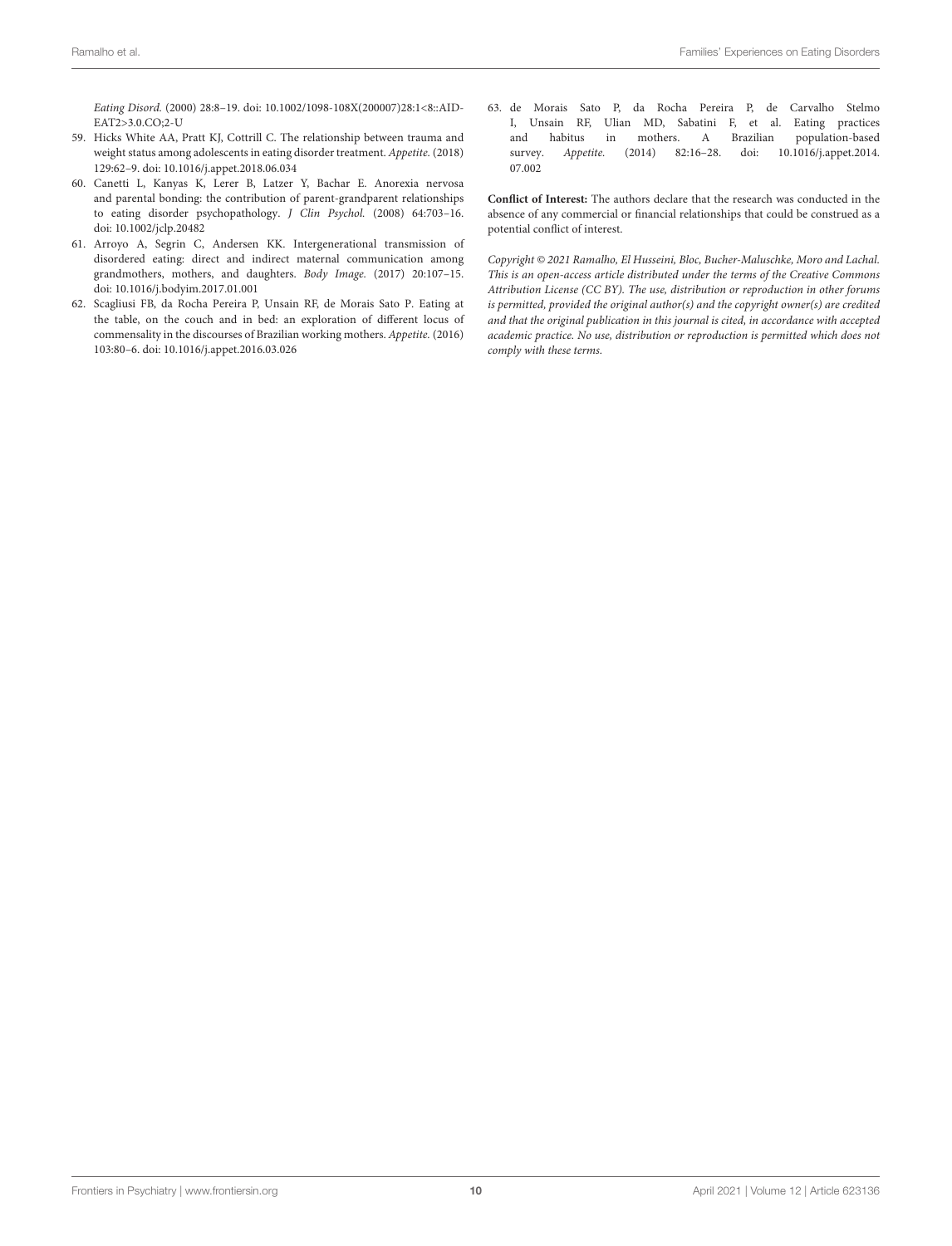*Eating Disord.* (2000) 28:8–19. doi: 10.1002/1098-108X(200007)28:1<8::AID-EAT2>3.0.CO;2-U

59. Hicks White AA, Pratt KJ, Cottrill C. The relationship between trauma and weight status among adolescents in eating disorder treatment. *Appetite.* (2018) 129:62–9. doi: 10.1016/j.appet.2018.06.034
60. Canetti L, Kanyas K, Lerer B, Latzer Y, Bachar E. Anorexia nervosa and parental bonding: the contribution of parent-grandparent relationships to eating disorder psychopathology. *J Clin Psychol.* (2008) 64:703–16. doi: 10.1002/jclp.20482
61. Arroyo A, Segrin C, Andersen KK. Intergenerational transmission of disordered eating: direct and indirect maternal communication among grandmothers, mothers, and daughters. *Body Image.* (2017) 20:107–15. doi: 10.1016/j.bodyim.2017.01.001
62. Scagliusi FB, da Rocha Pereira P, Unsain RF, de Morais Sato P. Eating at the table, on the couch and in bed: an exploration of different locus of commensality in the discourses of Brazilian working mothers. *Appetite.* (2016) 103:80–6. doi: 10.1016/j.appet.2016.03.026
63. de Morais Sato P, da Rocha Pereira P, de Carvalho Stelmo I, Unsain RF, Ulian MD, Sabatini F, et al. Eating practices and habitus in mothers. A Brazilian population-based survey. *Appetite.* (2014) 82:16–28. doi: 10.1016/j.appet.2014.07.002

**Conflict of Interest:** The authors declare that the research was conducted in the absence of any commercial or financial relationships that could be construed as a potential conflict of interest.

*Copyright © 2021 Ramalho, El Husseini, Bloc, Bucher-Maluschke, Moro and Lachal. This is an open-access article distributed under the terms of the Creative Commons Attribution License (CC BY). The use, distribution or reproduction in other forums is permitted, provided the original author(s) and the copyright owner(s) are credited and that the original publication in this journal is cited, in accordance with accepted academic practice. No use, distribution or reproduction is permitted which does not comply with these terms.*